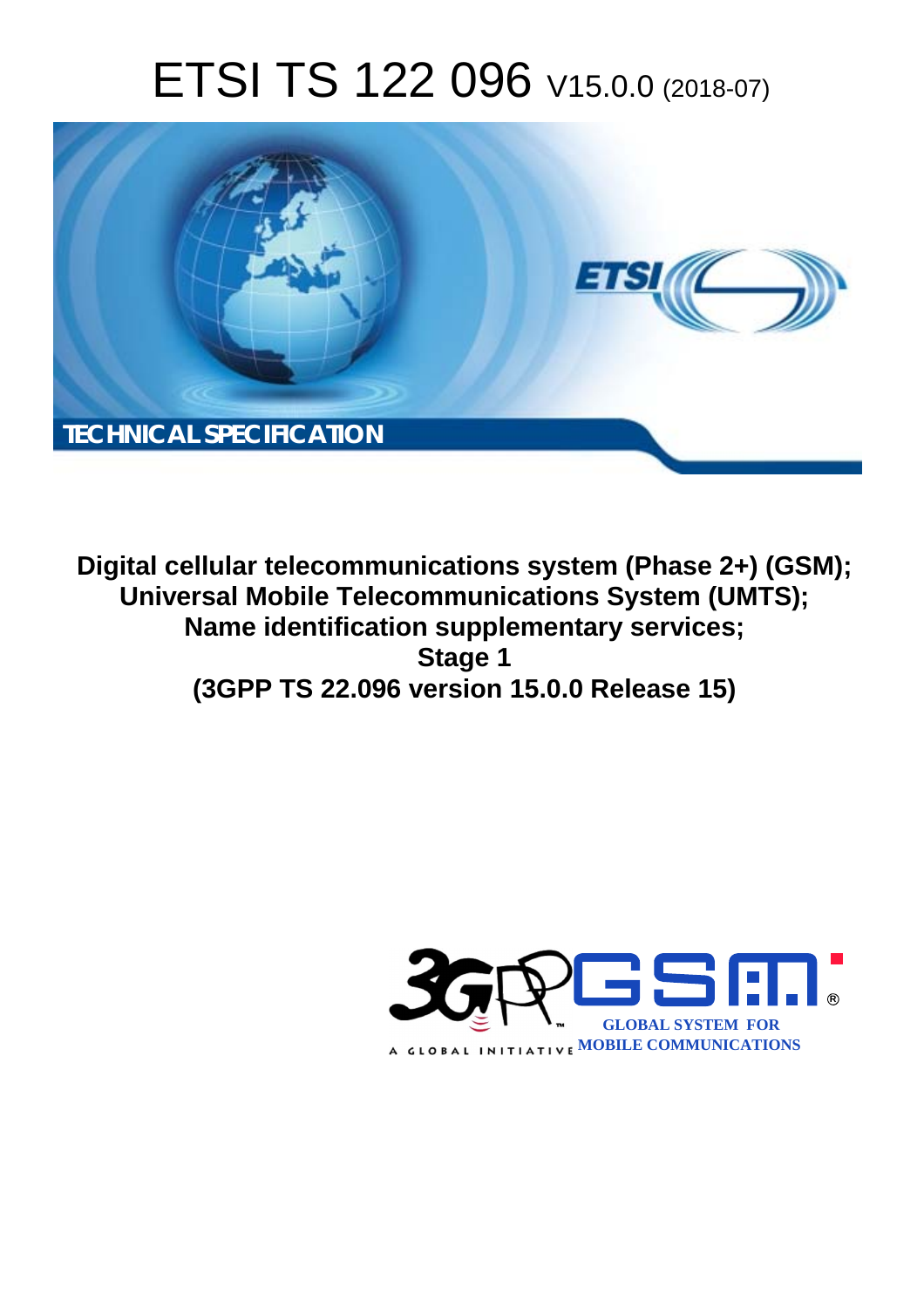# ETSI TS 122 096 V15.0.0 (2018-07)

TECHNICAL SPECIFICATION

**Digital cellular telecommunications system (Phase 2+) (GSM); Universal Mobile Telecommunications System (UMTS); Name identification supplementary services; Stage 1 (3GPP TS 22.096 version 15.0.0 Release 15)**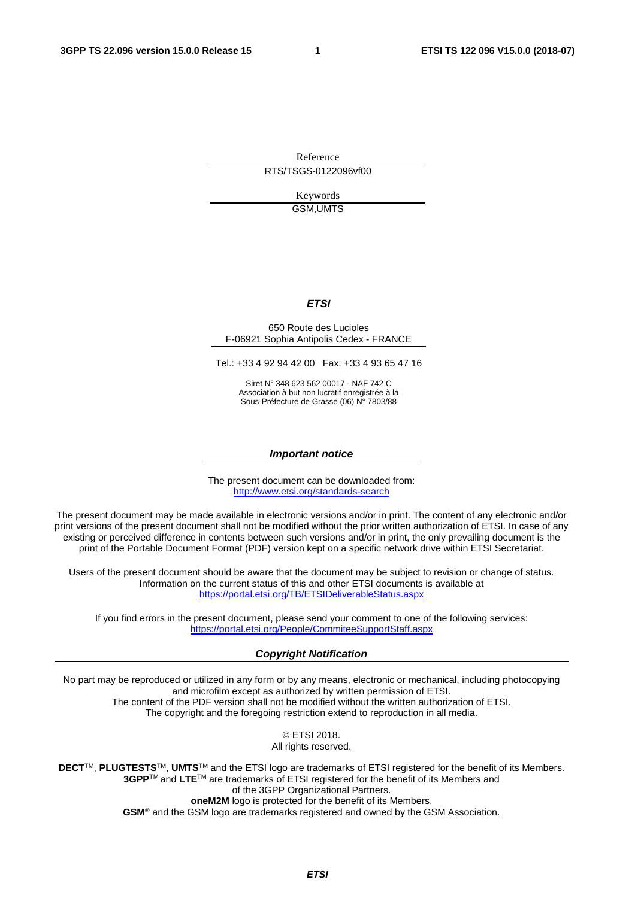Reference

RTS/TSGS-0122096vf00

Keywords

GSM,UMTS

***ETSI***

650 Route des Lucioles
F-06921 Sophia Antipolis Cedex - FRANCE

Tel.: +33 4 92 94 42 00 Fax: +33 4 93 65 47 16

Siret N° 348 623 562 00017 - NAF 742 C
Association à but non lucratif enregistrée à la
Sous-Préfecture de Grasse (06) N° 7803/88

***Important notice***

The present document can be downloaded from:
http://www.etsi.org/standards-search

The present document may be made available in electronic versions and/or in print. The content of any electronic and/or print versions of the present document shall not be modified without the prior written authorization of ETSI. In case of any existing or perceived difference in contents between such versions and/or in print, the only prevailing document is the print of the Portable Document Format (PDF) version kept on a specific network drive within ETSI Secretariat.

Users of the present document should be aware that the document may be subject to revision or change of status. Information on the current status of this and other ETSI documents is available at
https://portal.etsi.org/TB/ETSIDeliverableStatus.aspx

If you find errors in the present document, please send your comment to one of the following services:
https://portal.etsi.org/People/CommiteeSupportStaff.aspx

***Copyright Notification***

No part may be reproduced or utilized in any form or by any means, electronic or mechanical, including photocopying and microfilm except as authorized by written permission of ETSI.
The content of the PDF version shall not be modified without the written authorization of ETSI.
The copyright and the foregoing restriction extend to reproduction in all media.

© ETSI 2018.
All rights reserved.

**DECT**™, **PLUGTESTS**™, **UMTS**™ and the ETSI logo are trademarks of ETSI registered for the benefit of its Members.
**3GPP**™ and **LTE**™ are trademarks of ETSI registered for the benefit of its Members and of the 3GPP Organizational Partners.
**oneM2M** logo is protected for the benefit of its Members.
**GSM**® and the GSM logo are trademarks registered and owned by the GSM Association.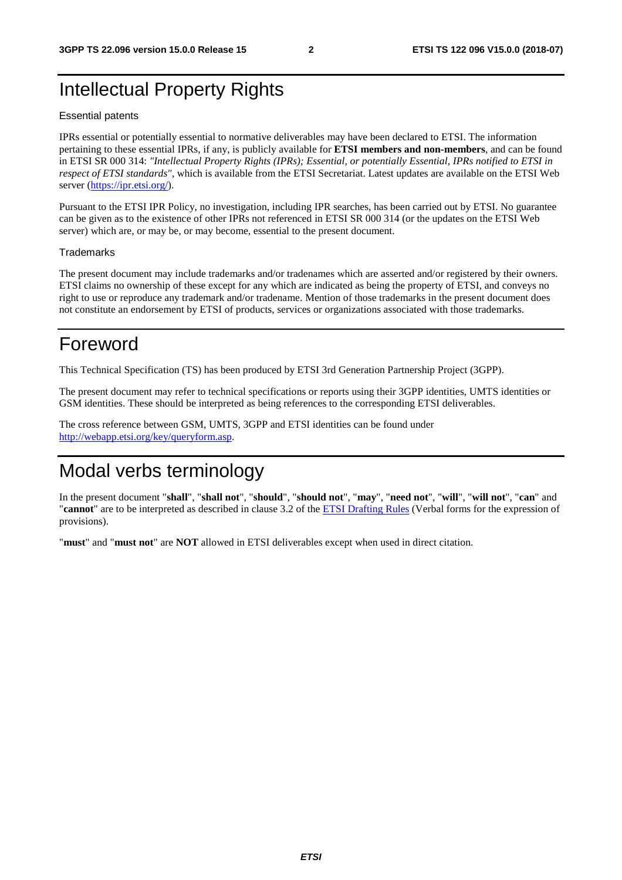# Intellectual Property Rights

Essential patents

IPRs essential or potentially essential to normative deliverables may have been declared to ETSI. The information pertaining to these essential IPRs, if any, is publicly available for **ETSI members and non-members**, and can be found in ETSI SR 000 314: *"Intellectual Property Rights (IPRs); Essential, or potentially Essential, IPRs notified to ETSI in respect of ETSI standards"*, which is available from the ETSI Secretariat. Latest updates are available on the ETSI Web server (https://ipr.etsi.org/).

Pursuant to the ETSI IPR Policy, no investigation, including IPR searches, has been carried out by ETSI. No guarantee can be given as to the existence of other IPRs not referenced in ETSI SR 000 314 (or the updates on the ETSI Web server) which are, or may be, or may become, essential to the present document.

Trademarks

The present document may include trademarks and/or tradenames which are asserted and/or registered by their owners. ETSI claims no ownership of these except for any which are indicated as being the property of ETSI, and conveys no right to use or reproduce any trademark and/or tradename. Mention of those trademarks in the present document does not constitute an endorsement by ETSI of products, services or organizations associated with those trademarks.

# Foreword

This Technical Specification (TS) has been produced by ETSI 3rd Generation Partnership Project (3GPP).

The present document may refer to technical specifications or reports using their 3GPP identities, UMTS identities or GSM identities. These should be interpreted as being references to the corresponding ETSI deliverables.

The cross reference between GSM, UMTS, 3GPP and ETSI identities can be found under http://webapp.etsi.org/key/queryform.asp.

# Modal verbs terminology

In the present document "**shall**", "**shall not**", "**should**", "**should not**", "**may**", "**need not**", "**will**", "**will not**", "**can**" and "**cannot**" are to be interpreted as described in clause 3.2 of the ETSI Drafting Rules (Verbal forms for the expression of provisions).

"**must**" and "**must not**" are **NOT** allowed in ETSI deliverables except when used in direct citation.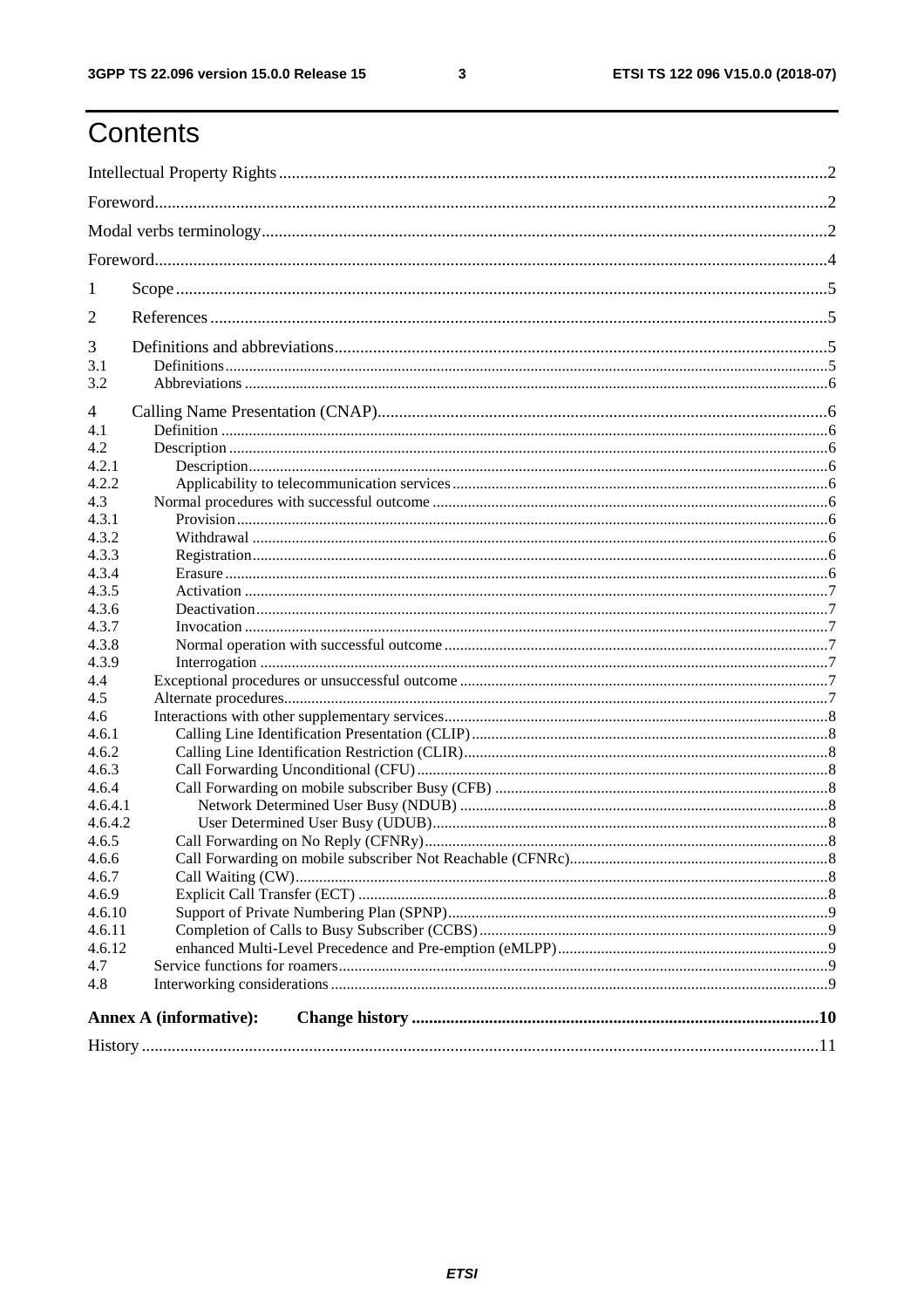# Contents

Intellectual Property Rights ........ 2

Foreword ........ 2

Modal verbs terminology ........ 2

Foreword ........ 4

1 Scope ........ 5

2 References ........ 5

3 Definitions and abbreviations ........ 5

3.1 Definitions ........ 5

3.2 Abbreviations ........ 6

4 Calling Name Presentation (CNAP) ........ 6

4.1 Definition ........ 6

4.2 Description ........ 6

4.2.1 Description ........ 6

4.2.2 Applicability to telecommunication services ........ 6

4.3 Normal procedures with successful outcome ........ 6

4.3.1 Provision ........ 6

4.3.2 Withdrawal ........ 6

4.3.3 Registration ........ 6

4.3.4 Erasure ........ 6

4.3.5 Activation ........ 7

4.3.6 Deactivation ........ 7

4.3.7 Invocation ........ 7

4.3.8 Normal operation with successful outcome ........ 7

4.3.9 Interrogation ........ 7

4.4 Exceptional procedures or unsuccessful outcome ........ 7

4.5 Alternate procedures ........ 7

4.6 Interactions with other supplementary services ........ 8

4.6.1 Calling Line Identification Presentation (CLIP) ........ 8

4.6.2 Calling Line Identification Restriction (CLIR) ........ 8

4.6.3 Call Forwarding Unconditional (CFU) ........ 8

4.6.4 Call Forwarding on mobile subscriber Busy (CFB) ........ 8

4.6.4.1 Network Determined User Busy (NDUB) ........ 8

4.6.4.2 User Determined User Busy (UDUB) ........ 8

4.6.5 Call Forwarding on No Reply (CFNRy) ........ 8

4.6.6 Call Forwarding on mobile subscriber Not Reachable (CFNRc) ........ 8

4.6.7 Call Waiting (CW) ........ 8

4.6.9 Explicit Call Transfer (ECT) ........ 8

4.6.10 Support of Private Numbering Plan (SPNP) ........ 9

4.6.11 Completion of Calls to Busy Subscriber (CCBS) ........ 9

4.6.12 enhanced Multi-Level Precedence and Pre-emption (eMLPP) ........ 9

4.7 Service functions for roamers ........ 9

4.8 Interworking considerations ........ 9

**Annex A (informative): Change history** ........ 10

History ........ 11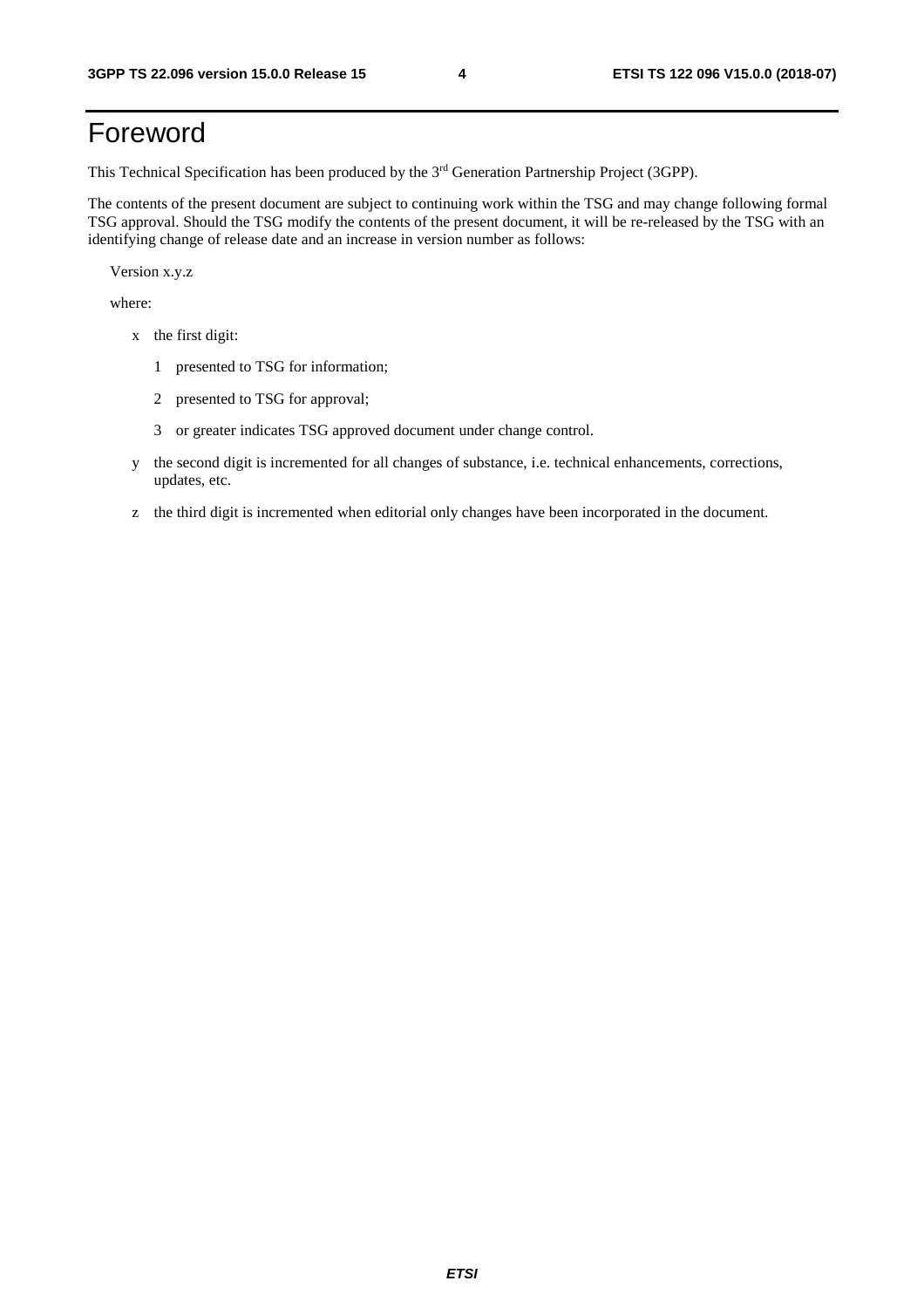# Foreword

This Technical Specification has been produced by the 3rd Generation Partnership Project (3GPP).

The contents of the present document are subject to continuing work within the TSG and may change following formal TSG approval. Should the TSG modify the contents of the present document, it will be re-released by the TSG with an identifying change of release date and an increase in version number as follows:

Version x.y.z

where:

- x the first digit:
  - 1 presented to TSG for information;
  - 2 presented to TSG for approval;
  - 3 or greater indicates TSG approved document under change control.
- y the second digit is incremented for all changes of substance, i.e. technical enhancements, corrections, updates, etc.
- z the third digit is incremented when editorial only changes have been incorporated in the document.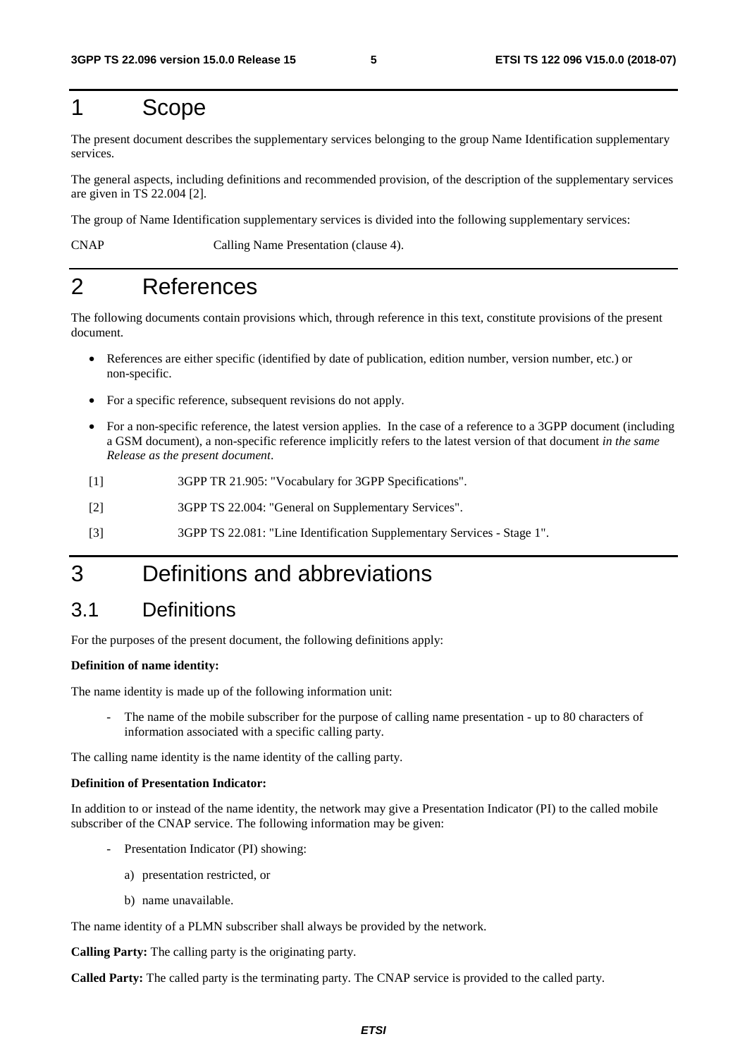# 1 Scope

The present document describes the supplementary services belonging to the group Name Identification supplementary services.

The general aspects, including definitions and recommended provision, of the description of the supplementary services are given in TS 22.004 [2].

The group of Name Identification supplementary services is divided into the following supplementary services:

CNAP Calling Name Presentation (clause 4).

# 2 References

The following documents contain provisions which, through reference in this text, constitute provisions of the present document.

- References are either specific (identified by date of publication, edition number, version number, etc.) or non-specific.
- For a specific reference, subsequent revisions do not apply.
- For a non-specific reference, the latest version applies. In the case of a reference to a 3GPP document (including a GSM document), a non-specific reference implicitly refers to the latest version of that document *in the same Release as the present document*.

[1] 3GPP TR 21.905: "Vocabulary for 3GPP Specifications".

[2] 3GPP TS 22.004: "General on Supplementary Services".

[3] 3GPP TS 22.081: "Line Identification Supplementary Services - Stage 1".

# 3 Definitions and abbreviations

## 3.1 Definitions

For the purposes of the present document, the following definitions apply:

**Definition of name identity:**

The name identity is made up of the following information unit:

- The name of the mobile subscriber for the purpose of calling name presentation - up to 80 characters of information associated with a specific calling party.

The calling name identity is the name identity of the calling party.

**Definition of Presentation Indicator:**

In addition to or instead of the name identity, the network may give a Presentation Indicator (PI) to the called mobile subscriber of the CNAP service. The following information may be given:

- Presentation Indicator (PI) showing:
  a) presentation restricted, or
  b) name unavailable.

The name identity of a PLMN subscriber shall always be provided by the network.

**Calling Party:** The calling party is the originating party.

**Called Party:** The called party is the terminating party. The CNAP service is provided to the called party.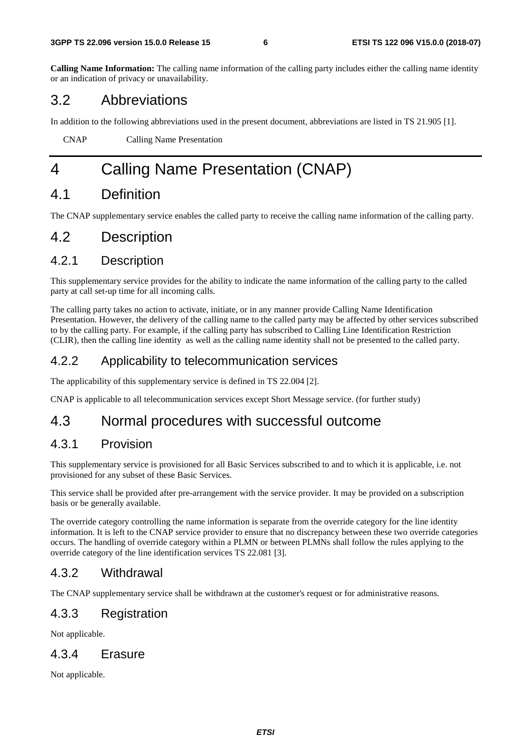**Calling Name Information:** The calling name information of the calling party includes either the calling name identity or an indication of privacy or unavailability.

## 3.2 Abbreviations

In addition to the following abbreviations used in the present document, abbreviations are listed in TS 21.905 [1].

CNAP Calling Name Presentation

# 4 Calling Name Presentation (CNAP)

## 4.1 Definition

The CNAP supplementary service enables the called party to receive the calling name information of the calling party.

## 4.2 Description

### 4.2.1 Description

This supplementary service provides for the ability to indicate the name information of the calling party to the called party at call set-up time for all incoming calls.

The calling party takes no action to activate, initiate, or in any manner provide Calling Name Identification Presentation. However, the delivery of the calling name to the called party may be affected by other services subscribed to by the calling party. For example, if the calling party has subscribed to Calling Line Identification Restriction (CLIR), then the calling line identity as well as the calling name identity shall not be presented to the called party.

### 4.2.2 Applicability to telecommunication services

The applicability of this supplementary service is defined in TS 22.004 [2].

CNAP is applicable to all telecommunication services except Short Message service. (for further study)

## 4.3 Normal procedures with successful outcome

### 4.3.1 Provision

This supplementary service is provisioned for all Basic Services subscribed to and to which it is applicable, i.e. not provisioned for any subset of these Basic Services.

This service shall be provided after pre-arrangement with the service provider. It may be provided on a subscription basis or be generally available.

The override category controlling the name information is separate from the override category for the line identity information. It is left to the CNAP service provider to ensure that no discrepancy between these two override categories occurs. The handling of override category within a PLMN or between PLMNs shall follow the rules applying to the override category of the line identification services TS 22.081 [3].

### 4.3.2 Withdrawal

The CNAP supplementary service shall be withdrawn at the customer's request or for administrative reasons.

### 4.3.3 Registration

Not applicable.

### 4.3.4 Erasure

Not applicable.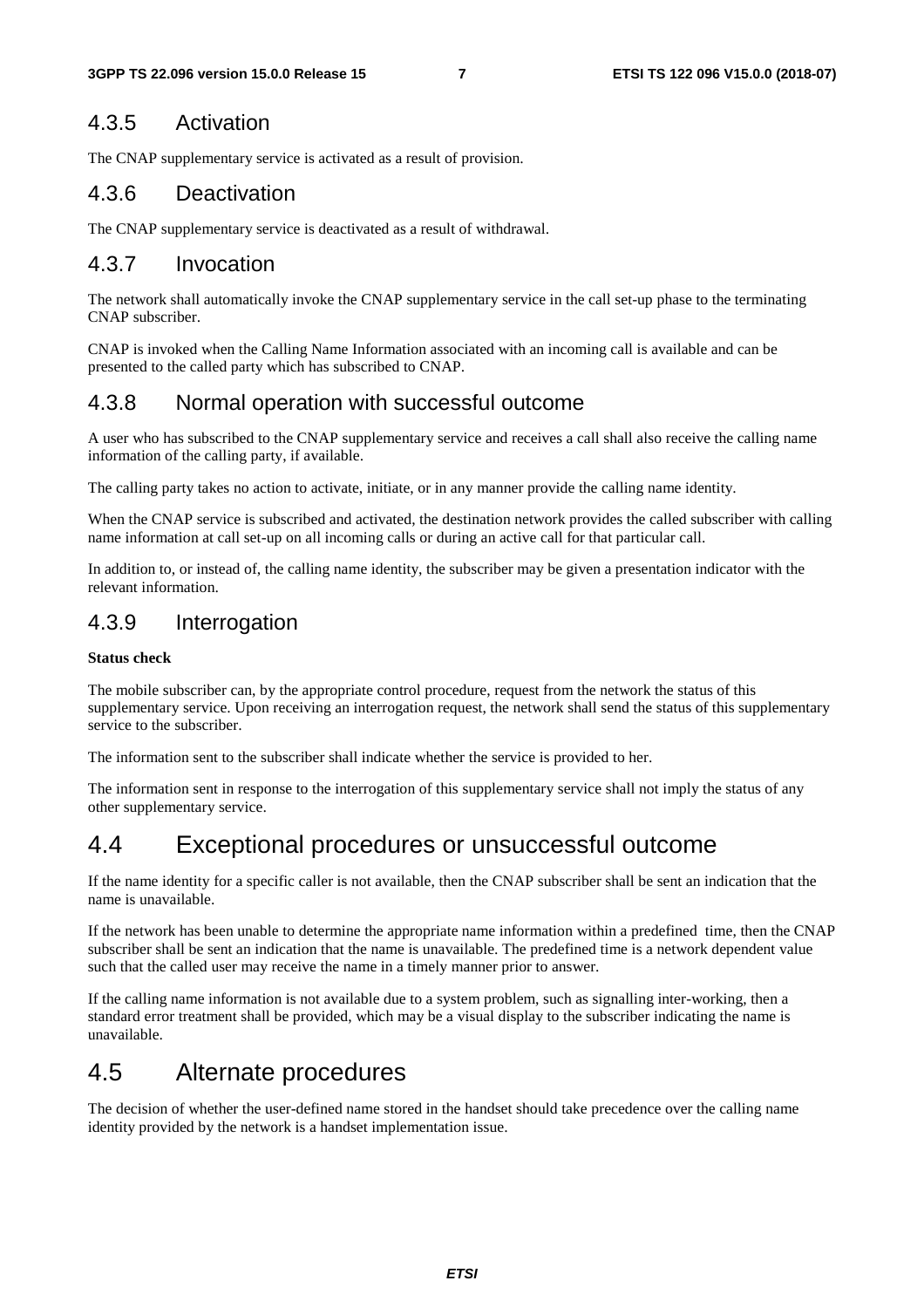### 4.3.5 Activation

The CNAP supplementary service is activated as a result of provision.

### 4.3.6 Deactivation

The CNAP supplementary service is deactivated as a result of withdrawal.

### 4.3.7 Invocation

The network shall automatically invoke the CNAP supplementary service in the call set-up phase to the terminating CNAP subscriber.

CNAP is invoked when the Calling Name Information associated with an incoming call is available and can be presented to the called party which has subscribed to CNAP.

### 4.3.8 Normal operation with successful outcome

A user who has subscribed to the CNAP supplementary service and receives a call shall also receive the calling name information of the calling party, if available.

The calling party takes no action to activate, initiate, or in any manner provide the calling name identity.

When the CNAP service is subscribed and activated, the destination network provides the called subscriber with calling name information at call set-up on all incoming calls or during an active call for that particular call.

In addition to, or instead of, the calling name identity, the subscriber may be given a presentation indicator with the relevant information.

### 4.3.9 Interrogation

**Status check**

The mobile subscriber can, by the appropriate control procedure, request from the network the status of this supplementary service. Upon receiving an interrogation request, the network shall send the status of this supplementary service to the subscriber.

The information sent to the subscriber shall indicate whether the service is provided to her.

The information sent in response to the interrogation of this supplementary service shall not imply the status of any other supplementary service.

## 4.4 Exceptional procedures or unsuccessful outcome

If the name identity for a specific caller is not available, then the CNAP subscriber shall be sent an indication that the name is unavailable.

If the network has been unable to determine the appropriate name information within a predefined time, then the CNAP subscriber shall be sent an indication that the name is unavailable. The predefined time is a network dependent value such that the called user may receive the name in a timely manner prior to answer.

If the calling name information is not available due to a system problem, such as signalling inter-working, then a standard error treatment shall be provided, which may be a visual display to the subscriber indicating the name is unavailable.

## 4.5 Alternate procedures

The decision of whether the user-defined name stored in the handset should take precedence over the calling name identity provided by the network is a handset implementation issue.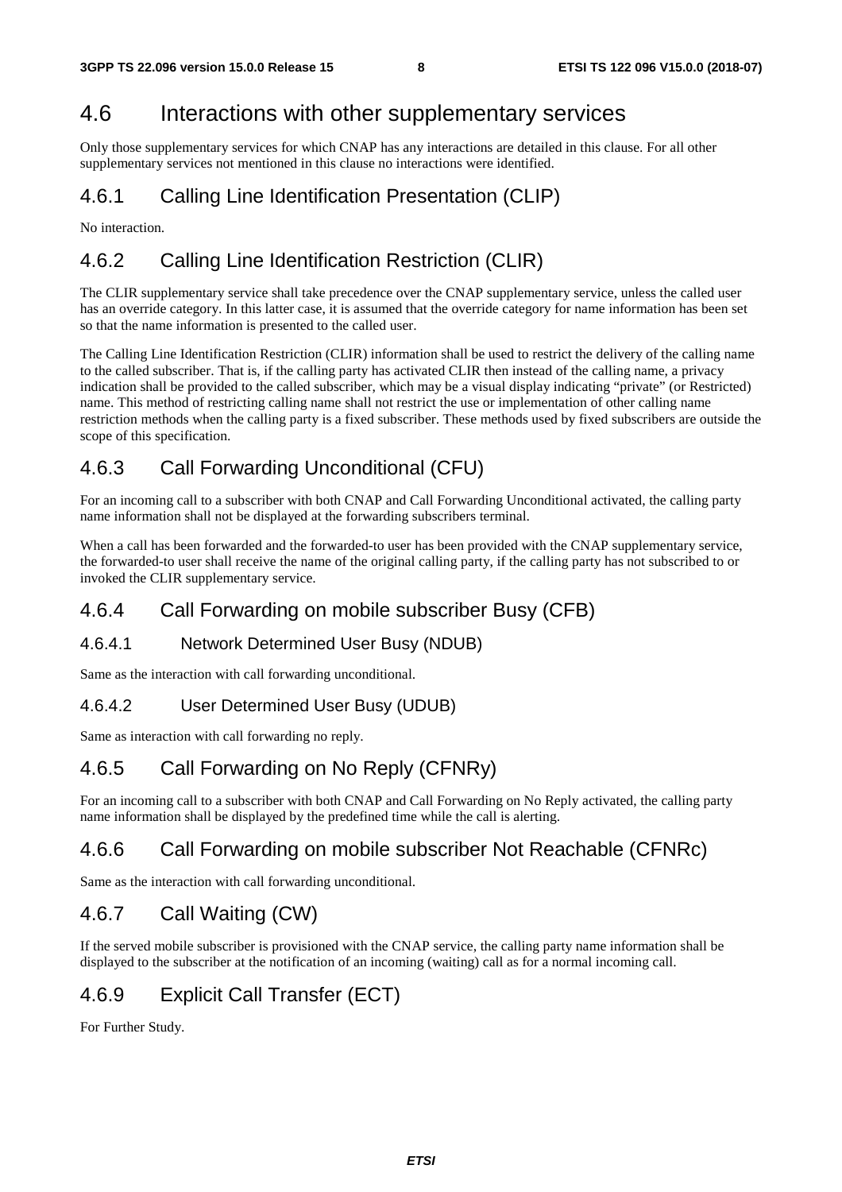## 4.6 Interactions with other supplementary services

Only those supplementary services for which CNAP has any interactions are detailed in this clause. For all other supplementary services not mentioned in this clause no interactions were identified.

### 4.6.1 Calling Line Identification Presentation (CLIP)

No interaction.

### 4.6.2 Calling Line Identification Restriction (CLIR)

The CLIR supplementary service shall take precedence over the CNAP supplementary service, unless the called user has an override category. In this latter case, it is assumed that the override category for name information has been set so that the name information is presented to the called user.

The Calling Line Identification Restriction (CLIR) information shall be used to restrict the delivery of the calling name to the called subscriber. That is, if the calling party has activated CLIR then instead of the calling name, a privacy indication shall be provided to the called subscriber, which may be a visual display indicating "private" (or Restricted) name. This method of restricting calling name shall not restrict the use or implementation of other calling name restriction methods when the calling party is a fixed subscriber. These methods used by fixed subscribers are outside the scope of this specification.

### 4.6.3 Call Forwarding Unconditional (CFU)

For an incoming call to a subscriber with both CNAP and Call Forwarding Unconditional activated, the calling party name information shall not be displayed at the forwarding subscribers terminal.

When a call has been forwarded and the forwarded-to user has been provided with the CNAP supplementary service, the forwarded-to user shall receive the name of the original calling party, if the calling party has not subscribed to or invoked the CLIR supplementary service.

### 4.6.4 Call Forwarding on mobile subscriber Busy (CFB)

#### 4.6.4.1 Network Determined User Busy (NDUB)

Same as the interaction with call forwarding unconditional.

#### 4.6.4.2 User Determined User Busy (UDUB)

Same as interaction with call forwarding no reply.

### 4.6.5 Call Forwarding on No Reply (CFNRy)

For an incoming call to a subscriber with both CNAP and Call Forwarding on No Reply activated, the calling party name information shall be displayed by the predefined time while the call is alerting.

### 4.6.6 Call Forwarding on mobile subscriber Not Reachable (CFNRc)

Same as the interaction with call forwarding unconditional.

### 4.6.7 Call Waiting (CW)

If the served mobile subscriber is provisioned with the CNAP service, the calling party name information shall be displayed to the subscriber at the notification of an incoming (waiting) call as for a normal incoming call.

### 4.6.9 Explicit Call Transfer (ECT)

For Further Study.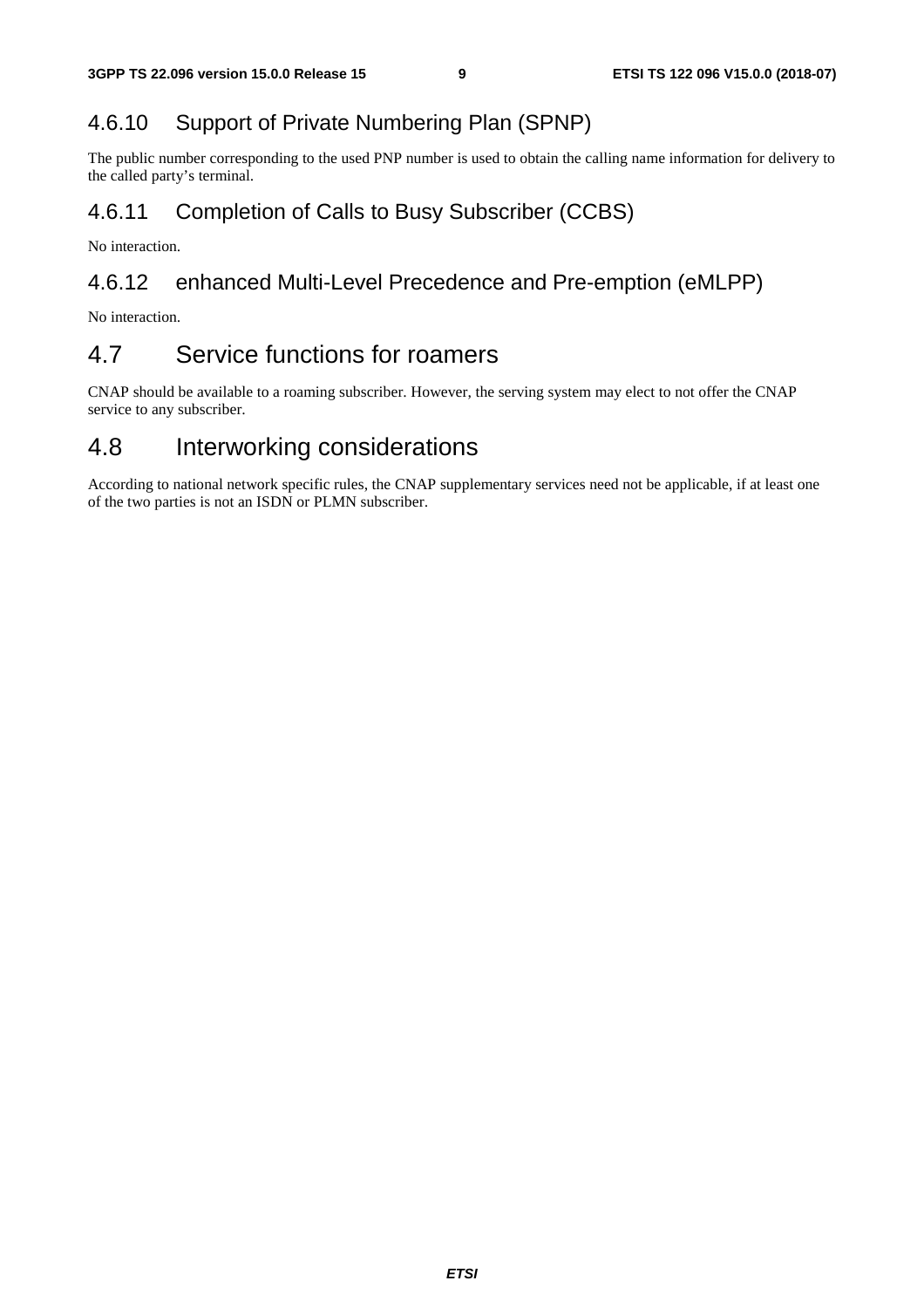### 4.6.10 Support of Private Numbering Plan (SPNP)

The public number corresponding to the used PNP number is used to obtain the calling name information for delivery to the called party's terminal.

### 4.6.11 Completion of Calls to Busy Subscriber (CCBS)

No interaction.

### 4.6.12 enhanced Multi-Level Precedence and Pre-emption (eMLPP)

No interaction.

## 4.7 Service functions for roamers

CNAP should be available to a roaming subscriber. However, the serving system may elect to not offer the CNAP service to any subscriber.

## 4.8 Interworking considerations

According to national network specific rules, the CNAP supplementary services need not be applicable, if at least one of the two parties is not an ISDN or PLMN subscriber.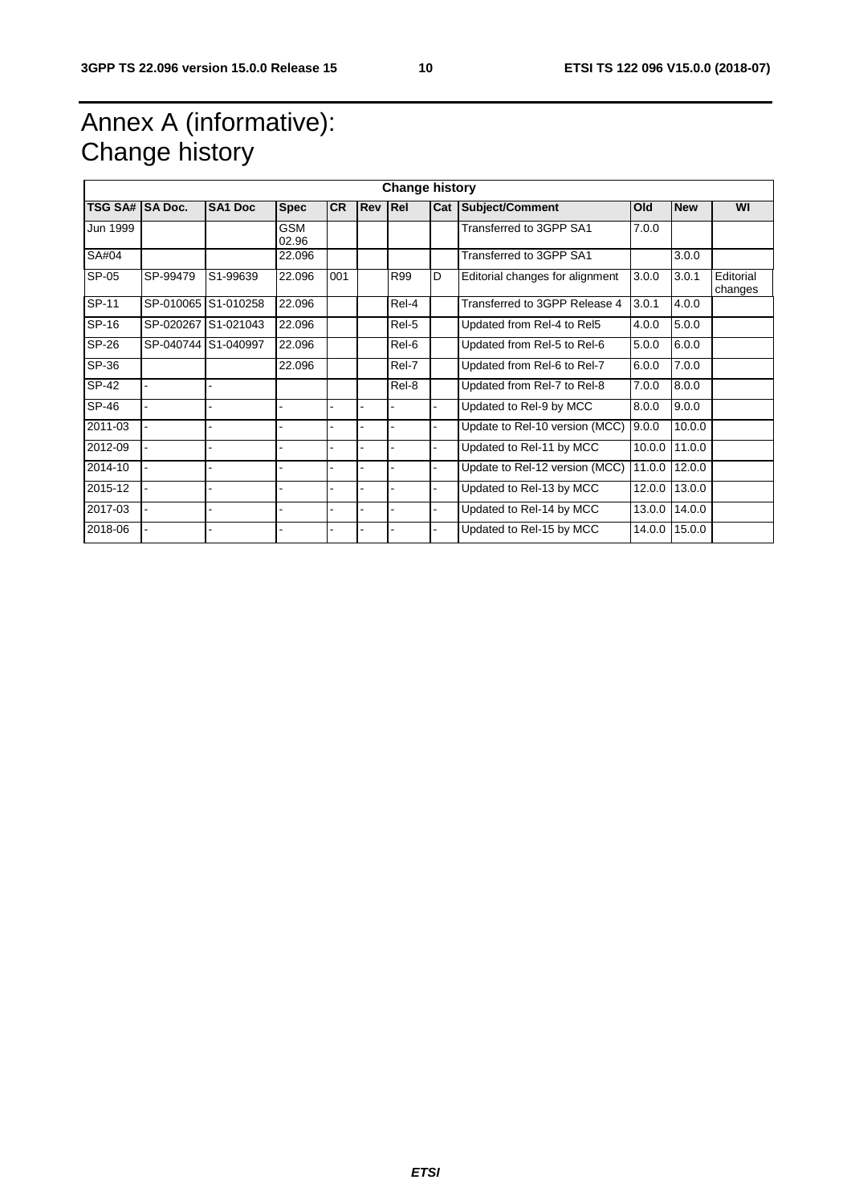# Annex A (informative): Change history

| Change history | | | | | | | | | | | |
|---|---|---|---|---|---|---|---|---|---|---|---|
| **TSG SA#** | **SA Doc.** | **SA1 Doc** | **Spec** | **CR** | **Rev** | **Rel** | **Cat** | **Subject/Comment** | **Old** | **New** | **WI** |
| Jun 1999 | | | GSM 02.96 | | | | | Transferred to 3GPP SA1 | 7.0.0 | | |
| SA#04 | | | 22.096 | | | | | Transferred to 3GPP SA1 | | 3.0.0 | |
| SP-05 | SP-99479 | S1-99639 | 22.096 | 001 | | R99 | D | Editorial changes for alignment | 3.0.0 | 3.0.1 | Editorial changes |
| SP-11 | SP-010065 | S1-010258 | 22.096 | | | Rel-4 | | Transferred to 3GPP Release 4 | 3.0.1 | 4.0.0 | |
| SP-16 | SP-020267 | S1-021043 | 22.096 | | | Rel-5 | | Updated from Rel-4 to Rel5 | 4.0.0 | 5.0.0 | |
| SP-26 | SP-040744 | S1-040997 | 22.096 | | | Rel-6 | | Updated from Rel-5 to Rel-6 | 5.0.0 | 6.0.0 | |
| SP-36 | | | 22.096 | | | Rel-7 | | Updated from Rel-6 to Rel-7 | 6.0.0 | 7.0.0 | |
| SP-42 | - | - | | | | Rel-8 | | Updated from Rel-7 to Rel-8 | 7.0.0 | 8.0.0 | |
| SP-46 | - | - | - | - | - | - | - | Updated to Rel-9 by MCC | 8.0.0 | 9.0.0 | |
| 2011-03 | - | - | - | - | - | - | - | Update to Rel-10 version (MCC) | 9.0.0 | 10.0.0 | |
| 2012-09 | - | - | - | - | - | - | - | Updated to Rel-11 by MCC | 10.0.0 | 11.0.0 | |
| 2014-10 | - | - | - | - | - | - | - | Update to Rel-12 version (MCC) | 11.0.0 | 12.0.0 | |
| 2015-12 | - | - | - | - | - | - | - | Updated to Rel-13 by MCC | 12.0.0 | 13.0.0 | |
| 2017-03 | - | - | - | - | - | - | - | Updated to Rel-14 by MCC | 13.0.0 | 14.0.0 | |
| 2018-06 | - | - | - | - | - | - | - | Updated to Rel-15 by MCC | 14.0.0 | 15.0.0 | |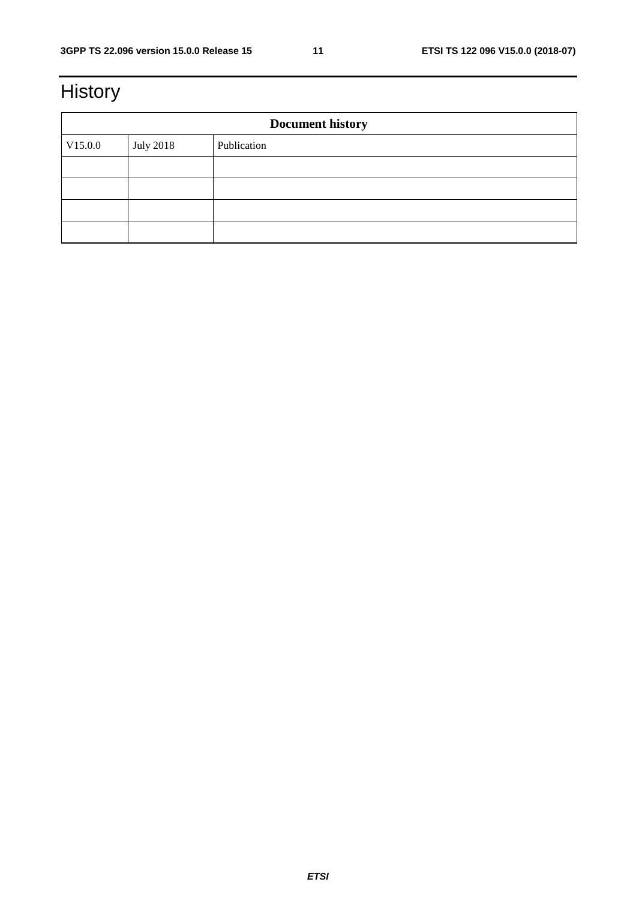# History

| Document history | | |
|---|---|---|
| V15.0.0 | July 2018 | Publication |
| | | |
| | | |
| | | |
| | | |